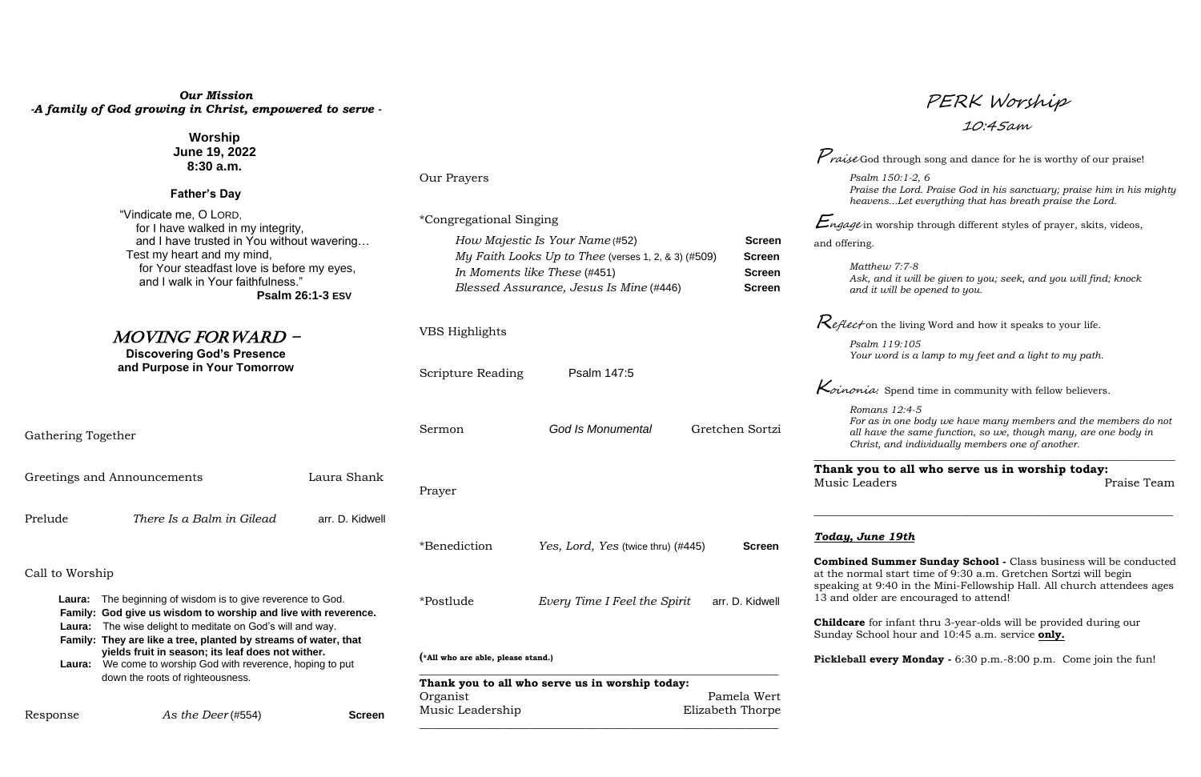***Our Mission***

***-A family of God growing in Christ, empowered to serve -***

**Worship**
**June 19, 2022**
**8:30 a.m.**

**Father's Day**

"Vindicate me, O LORD,
 for I have walked in my integrity,
 and I have trusted in You without wavering…
Test my heart and my mind,
 for Your steadfast love is before my eyes,
 and I walk in Your faithfulness."
**Psalm 26:1-3 ESV**

## *MOVING FORWARD –*

**Discovering God's Presence and Purpose in Your Tomorrow**

Gathering Together

Greetings and Announcements — Laura Shank

Prelude — *There Is a Balm in Gilead* — arr. D. Kidwell

Call to Worship

**Laura:** The beginning of wisdom is to give reverence to God.
**Family: God give us wisdom to worship and live with reverence.**
**Laura:** The wise delight to meditate on God's will and way.
**Family: They are like a tree, planted by streams of water, that yields fruit in season; its leaf does not wither.**
**Laura:** We come to worship God with reverence, hoping to put down the roots of righteousness.

Response — *As the Deer* (#554) — **Screen**

Our Prayers

*Congregational Singing

*How Majestic Is Your Name* (#52) — **Screen**
*My Faith Looks Up to Thee* (verses 1, 2, & 3) (#509) — **Screen**
*In Moments like These* (#451) — **Screen**
*Blessed Assurance, Jesus Is Mine* (#446) — **Screen**

VBS Highlights

Scripture Reading — Psalm 147:5

Sermon — *God Is Monumental* — Gretchen Sortzi

Prayer

*Benediction — *Yes, Lord, Yes* (twice thru) (#445) — **Screen**

*Postlude — *Every Time I Feel the Spirit* — arr. D. Kidwell

(**\*All who are able, please stand.**)

---

**Thank you to all who serve us in worship today:**
Organist — Pamela Wert
Music Leadership — Elizabeth Thorpe

---

## PERK Worship
### 10:45am

*Praise* God through song and dance for he is worthy of our praise!

*Psalm 150:1-2, 6*
*Praise the Lord. Praise God in his sanctuary; praise him in his mighty heavens...Let everything that has breath praise the Lord.*

*Engage* in worship through different styles of prayer, skits, videos, and offering.

*Matthew 7:7-8*
*Ask, and it will be given to you; seek, and you will find; knock and it will be opened to you.*

*Reflect* on the living Word and how it speaks to your life.

*Psalm 119:105*
*Your word is a lamp to my feet and a light to my path.*

*Koinonia:* Spend time in community with fellow believers.

*Romans 12:4-5*
*For as in one body we have many members and the members do not all have the same function, so we, though many, are one body in Christ, and individually members one of another.*

---

**Thank you to all who serve us in worship today:**
Music Leaders — Praise Team

---

***Today, June 19th***

**Combined Summer Sunday School -** Class business will be conducted at the normal start time of 9:30 a.m. Gretchen Sortzi will begin speaking at 9:40 in the Mini-Fellowship Hall. All church attendees ages 13 and older are encouraged to attend!

**Childcare** for infant thru 3-year-olds will be provided during our Sunday School hour and 10:45 a.m. service **only.**

**Pickleball every Monday -** 6:30 p.m.-8:00 p.m. Come join the fun!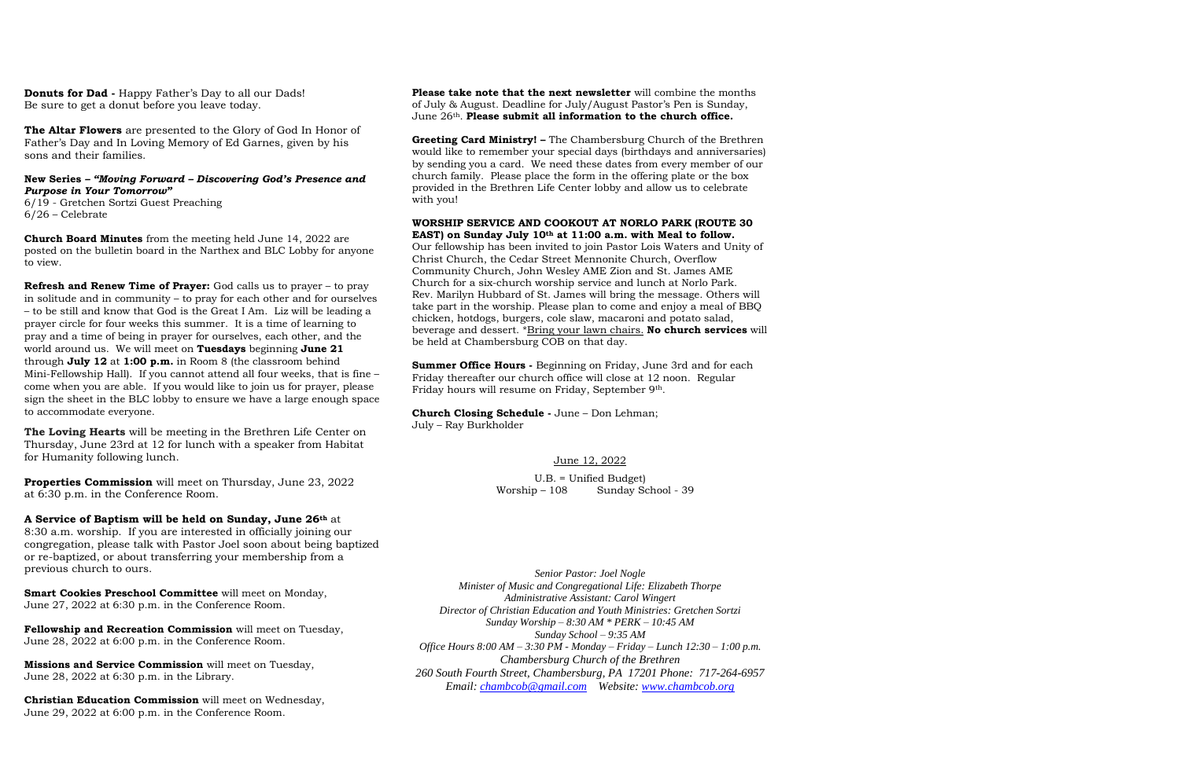**Donuts for Dad -** Happy Father's Day to all our Dads! Be sure to get a donut before you leave today.

**The Altar Flowers** are presented to the Glory of God In Honor of Father's Day and In Loving Memory of Ed Garnes, given by his sons and their families.

**New Series – *"Moving Forward – Discovering God's Presence and Purpose in Your Tomorrow"***
6/19 - Gretchen Sortzi Guest Preaching
6/26 – Celebrate

**Church Board Minutes** from the meeting held June 14, 2022 are posted on the bulletin board in the Narthex and BLC Lobby for anyone to view.

**Refresh and Renew Time of Prayer:** God calls us to prayer – to pray in solitude and in community – to pray for each other and for ourselves – to be still and know that God is the Great I Am. Liz will be leading a prayer circle for four weeks this summer. It is a time of learning to pray and a time of being in prayer for ourselves, each other, and the world around us. We will meet on **Tuesdays** beginning **June 21** through **July 12** at **1:00 p.m.** in Room 8 (the classroom behind Mini-Fellowship Hall). If you cannot attend all four weeks, that is fine – come when you are able. If you would like to join us for prayer, please sign the sheet in the BLC lobby to ensure we have a large enough space to accommodate everyone.

**The Loving Hearts** will be meeting in the Brethren Life Center on Thursday, June 23rd at 12 for lunch with a speaker from Habitat for Humanity following lunch.

**Properties Commission** will meet on Thursday, June 23, 2022 at 6:30 p.m. in the Conference Room.

**A Service of Baptism will be held on Sunday, June 26th** at 8:30 a.m. worship. If you are interested in officially joining our congregation, please talk with Pastor Joel soon about being baptized or re-baptized, or about transferring your membership from a previous church to ours.

**Smart Cookies Preschool Committee** will meet on Monday, June 27, 2022 at 6:30 p.m. in the Conference Room.

**Fellowship and Recreation Commission** will meet on Tuesday, June 28, 2022 at 6:00 p.m. in the Conference Room.

**Missions and Service Commission** will meet on Tuesday, June 28, 2022 at 6:30 p.m. in the Library.

**Christian Education Commission** will meet on Wednesday, June 29, 2022 at 6:00 p.m. in the Conference Room.

**Please take note that the next newsletter** will combine the months of July & August. Deadline for July/August Pastor's Pen is Sunday, June 26th. **Please submit all information to the church office.**

**Greeting Card Ministry! –** The Chambersburg Church of the Brethren would like to remember your special days (birthdays and anniversaries) by sending you a card. We need these dates from every member of our church family. Please place the form in the offering plate or the box provided in the Brethren Life Center lobby and allow us to celebrate with you!

**WORSHIP SERVICE AND COOKOUT AT NORLO PARK (ROUTE 30 EAST) on Sunday July 10th at 11:00 a.m. with Meal to follow.** Our fellowship has been invited to join Pastor Lois Waters and Unity of Christ Church, the Cedar Street Mennonite Church, Overflow Community Church, John Wesley AME Zion and St. James AME Church for a six-church worship service and lunch at Norlo Park. Rev. Marilyn Hubbard of St. James will bring the message. Others will take part in the worship. Please plan to come and enjoy a meal of BBQ chicken, hotdogs, burgers, cole slaw, macaroni and potato salad, beverage and dessert. *Bring your lawn chairs. **No church services** will be held at Chambersburg COB on that day.

**Summer Office Hours -** Beginning on Friday, June 3rd and for each Friday thereafter our church office will close at 12 noon. Regular Friday hours will resume on Friday, September 9th.

**Church Closing Schedule -** June – Don Lehman;
July – Ray Burkholder

June 12, 2022

U.B. = Unified Budget)
Worship – 108 Sunday School - 39

*Senior Pastor: Joel Nogle*
*Minister of Music and Congregational Life: Elizabeth Thorpe*
*Administrative Assistant: Carol Wingert*
*Director of Christian Education and Youth Ministries: Gretchen Sortzi*
*Sunday Worship – 8:30 AM * PERK – 10:45 AM*
*Sunday School – 9:35 AM*
*Office Hours 8:00 AM – 3:30 PM - Monday – Friday – Lunch 12:30 – 1:00 p.m.*
*Chambersburg Church of the Brethren*
*260 South Fourth Street, Chambersburg, PA 17201 Phone: 717-264-6957*
*Email: chambcob@gmail.com Website: www.chambcob.org*